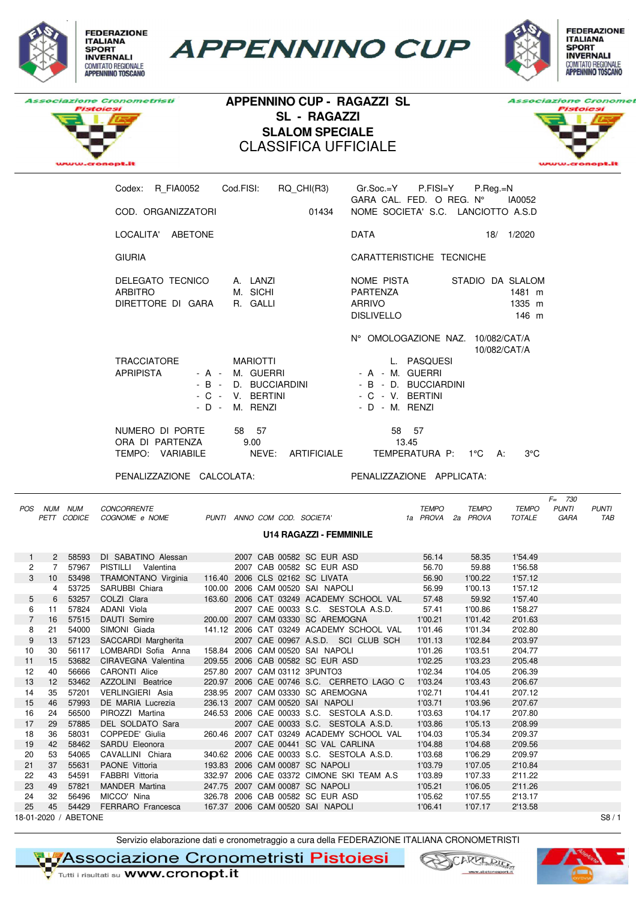FEDERAZIONE ITALIANA SPORT INVERNALI
COMITATO REGIONALE APPENNINO TOSCANO

# APPENNINO CUP

Associazione Cronometristi Pistoiesi
www.cronopt.it

## APPENNINO CUP - RAGAZZI SL
## SL - RAGAZZI
## SLALOM SPECIALE
## CLASSIFICA UFFICIALE

Codex: R_FIA0052 Cod.FISI: RQ_CHI(R3)

Gr.Soc.=Y P.FISI=Y P.Reg.=N

GARA CAL. FED. O REG. N° IA0052

COD. ORGANIZZATORI 01434

NOME SOCIETA' S.C. LANCIOTTO A.S.D

LOCALITA' ABETONE

DATA 18/ 1/2020

GIURIA

CARATTERISTICHE TECNICHE

DELEGATO TECNICO A. LANZI
ARBITRO M. SICHI
DIRETTORE DI GARA R. GALLI

NOME PISTA STADIO DA SLALOM
PARTENZA 1481 m
ARRIVO 1335 m
DISLIVELLO 146 m

N° OMOLOGAZIONE NAZ. 10/082/CAT/A
10/082/CAT/A

| | 1a manche | 2a manche |
|---|---|---|
| TRACCIATORE | MARIOTTI | L. PASQUESI |
| APRIPISTA - A - | M. GUERRI | M. GUERRI |
| - B - | D. BUCCIARDINI | D. BUCCIARDINI |
| - C - | V. BERTINI | V. BERTINI |
| - D - | M. RENZI | M. RENZI |
| NUMERO DI PORTE | 58 57 | 58 57 |
| ORA DI PARTENZA | 9.00 | 13.45 |

TEMPO: VARIABILE NEVE: ARTIFICIALE TEMPERATURA P: 1°C A: 3°C

PENALIZZAZIONE CALCOLATA:

PENALIZZAZIONE APPLICATA:

F= 730

### U14 RAGAZZI - FEMMINILE

| POS | NUM PETT | NUM CODICE | CONCORRENTE COGNOME e NOME | PUNTI | ANNO | COM | COD. | SOCIETA' | TEMPO 1a PROVA | TEMPO 2a PROVA | TEMPO TOTALE | PUNTI GARA | PUNTI TAB |
|---|---|---|---|---|---|---|---|---|---|---|---|---|---|
| 1 | 2 | 58593 | DI SABATINO Alessan | | 2007 | CAB | 00582 | SC EUR ASD | 56.14 | 58.35 | 1'54.49 | | |
| 2 | 7 | 57967 | PISTILLI Valentina | | 2007 | CAB | 00582 | SC EUR ASD | 56.70 | 59.88 | 1'56.58 | | |
| 3 | 10 | 53498 | TRAMONTANO Virginia | 116.40 | 2006 | CLS | 02162 | SC LIVATA | 56.90 | 1'00.22 | 1'57.12 | | |
| | 4 | 53725 | SARUBBI Chiara | 100.00 | 2006 | CAM | 00520 | SAI NAPOLI | 56.99 | 1'00.13 | 1'57.12 | | |
| 5 | 6 | 53257 | COLZI Clara | 163.60 | 2006 | CAT | 03249 | ACADEMY SCHOOL VAL | 57.48 | 59.92 | 1'57.40 | | |
| 6 | 11 | 57824 | ADANI Viola | | 2007 | CAE | 00033 | S.C. SESTOLA A.S.D. | 57.41 | 1'00.86 | 1'58.27 | | |
| 7 | 16 | 57515 | DAUTI Semire | 200.00 | 2007 | CAM | 03330 | SC AREMOGNA | 1'00.21 | 1'01.42 | 2'01.63 | | |
| 8 | 21 | 54000 | SIMONI Giada | 141.12 | 2006 | CAT | 03249 | ACADEMY SCHOOL VAL | 1'01.46 | 1'01.34 | 2'02.80 | | |
| 9 | 13 | 57123 | SACCARDI Margherita | | 2007 | CAE | 00967 | A.S.D. SCI CLUB SCH | 1'01.13 | 1'02.84 | 2'03.97 | | |
| 10 | 30 | 56117 | LOMBARDI Sofia Anna | 158.84 | 2006 | CAM | 00520 | SAI NAPOLI | 1'01.26 | 1'03.51 | 2'04.77 | | |
| 11 | 15 | 53682 | CIRAVEGNA Valentina | 209.55 | 2006 | CAB | 00582 | SC EUR ASD | 1'02.25 | 1'03.23 | 2'05.48 | | |
| 12 | 40 | 56666 | CARONTI Alice | 257.80 | 2007 | CAM | 03112 | 3PUNTO3 | 1'02.34 | 1'04.05 | 2'06.39 | | |
| 13 | 12 | 53462 | AZZOLINI Beatrice | 220.97 | 2006 | CAE | 00746 | S.C. CERRETO LAGO C | 1'03.24 | 1'03.43 | 2'06.67 | | |
| 14 | 35 | 57201 | VERLINGIERI Asia | 238.95 | 2007 | CAM | 03330 | SC AREMOGNA | 1'02.71 | 1'04.41 | 2'07.12 | | |
| 15 | 46 | 57993 | DE MARIA Lucrezia | 236.13 | 2007 | CAM | 00520 | SAI NAPOLI | 1'03.71 | 1'03.96 | 2'07.67 | | |
| 16 | 24 | 56500 | PIROZZI Martina | 246.53 | 2006 | CAE | 00033 | S.C. SESTOLA A.S.D. | 1'03.63 | 1'04.17 | 2'07.80 | | |
| 17 | 29 | 57885 | DEL SOLDATO Sara | | 2007 | CAE | 00033 | S.C. SESTOLA A.S.D. | 1'03.86 | 1'05.13 | 2'08.99 | | |
| 18 | 36 | 58031 | COPPEDE' Giulia | 260.46 | 2007 | CAT | 03249 | ACADEMY SCHOOL VAL | 1'04.03 | 1'05.34 | 2'09.37 | | |
| 19 | 42 | 58462 | SARDU Eleonora | | 2007 | CAE | 00441 | SC VAL CARLINA | 1'04.88 | 1'04.68 | 2'09.56 | | |
| 20 | 53 | 54065 | CAVALLINI Chiara | 340.62 | 2006 | CAE | 00033 | S.C. SESTOLA A.S.D. | 1'03.68 | 1'06.29 | 2'09.97 | | |
| 21 | 37 | 55631 | PAONE Vittoria | 193.83 | 2006 | CAM | 00087 | SC NAPOLI | 1'03.79 | 1'07.05 | 2'10.84 | | |
| 22 | 43 | 54591 | FABBRI Vittoria | 332.97 | 2006 | CAE | 03372 | CIMONE SKI TEAM A.S | 1'03.89 | 1'07.33 | 2'11.22 | | |
| 23 | 49 | 57821 | MANDER Martina | 247.75 | 2007 | CAM | 00087 | SC NAPOLI | 1'05.21 | 1'06.05 | 2'11.26 | | |
| 24 | 32 | 56496 | MICCO' Nina | 326.78 | 2006 | CAB | 00582 | SC EUR ASD | 1'05.62 | 1'07.55 | 2'13.17 | | |
| 25 | 45 | 54429 | FERRARO Francesca | 167.37 | 2006 | CAM | 00520 | SAI NAPOLI | 1'06.41 | 1'07.17 | 2'13.58 | | |

18-01-2020 / ABETONE

Servizio elaborazione dati e cronometraggio a cura della FEDERAZIONE ITALIANA CRONOMETRISTI

Associazione Cronometristi Pistoiesi — Tutti i risultati su www.cronopt.it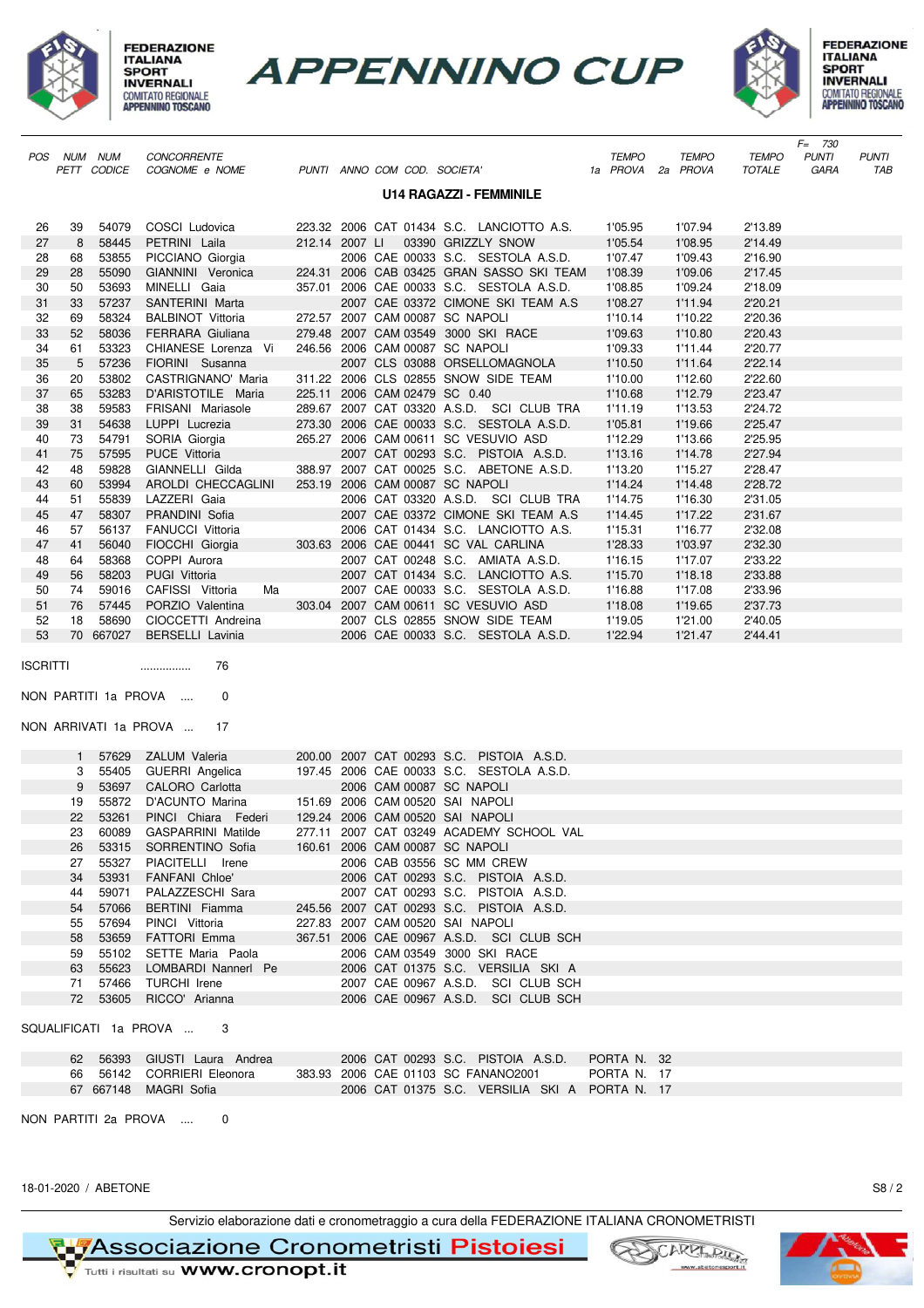# APPENNINO CUP

FEDERAZIONE ITALIANA SPORT INVERNALI – COMITATO REGIONALE APPENNINO TOSCANO

## U14 RAGAZZI - FEMMINILE

F= 730

| POS | NUM PETT | NUM CODICE | CONCORRENTE COGNOME e NOME | PUNTI | ANNO | COM | COD. | SOCIETA' | TEMPO 1a PROVA | TEMPO 2a PROVA | TEMPO TOTALE | PUNTI GARA | PUNTI TAB |
|---|---|---|---|---|---|---|---|---|---|---|---|---|---|
| 26 | 39 | 54079 | COSCI Ludovica | 223.32 | 2006 | CAT | 01434 | S.C. LANCIOTTO A.S. | 1'05.95 | 1'07.94 | 2'13.89 | | |
| 27 | 8 | 58445 | PETRINI Laila | 212.14 | 2007 | LI | 03390 | GRIZZLY SNOW | 1'05.54 | 1'08.95 | 2'14.49 | | |
| 28 | 68 | 53855 | PICCIANO Giorgia | | 2006 | CAE | 00033 | S.C. SESTOLA A.S.D. | 1'07.47 | 1'09.43 | 2'16.90 | | |
| 29 | 28 | 55090 | GIANNINI Veronica | 224.31 | 2006 | CAB | 03425 | GRAN SASSO SKI TEAM | 1'08.39 | 1'09.06 | 2'17.45 | | |
| 30 | 50 | 53693 | MINELLI Gaia | 357.01 | 2006 | CAE | 00033 | S.C. SESTOLA A.S.D. | 1'08.85 | 1'09.24 | 2'18.09 | | |
| 31 | 33 | 57237 | SANTERINI Marta | | 2007 | CAE | 03372 | CIMONE SKI TEAM A.S | 1'08.27 | 1'11.94 | 2'20.21 | | |
| 32 | 69 | 58324 | BALBINOT Vittoria | 272.57 | 2007 | CAM | 00087 | SC NAPOLI | 1'10.14 | 1'10.22 | 2'20.36 | | |
| 33 | 52 | 58036 | FERRARA Giuliana | 279.48 | 2007 | CAM | 03549 | 3000 SKI RACE | 1'09.63 | 1'10.80 | 2'20.43 | | |
| 34 | 61 | 53323 | CHIANESE Lorenza Vi | 246.56 | 2006 | CAM | 00087 | SC NAPOLI | 1'09.33 | 1'11.44 | 2'20.77 | | |
| 35 | 5 | 57236 | FIORINI Susanna | | 2007 | CLS | 03088 | ORSELLOMAGNOLA | 1'10.50 | 1'11.64 | 2'22.14 | | |
| 36 | 20 | 53802 | CASTRIGNANO' Maria | 311.22 | 2006 | CLS | 02855 | SNOW SIDE TEAM | 1'10.00 | 1'12.60 | 2'22.60 | | |
| 37 | 65 | 53283 | D'ARISTOTILE Maria | 225.11 | 2006 | CAM | 02479 | SC 0.40 | 1'10.68 | 1'12.79 | 2'23.47 | | |
| 38 | 38 | 59583 | FRISANI Mariasole | 289.67 | 2007 | CAT | 03320 | A.S.D. SCI CLUB TRA | 1'11.19 | 1'13.53 | 2'24.72 | | |
| 39 | 31 | 54638 | LUPPI Lucrezia | 273.30 | 2006 | CAE | 00033 | S.C. SESTOLA A.S.D. | 1'05.81 | 1'19.66 | 2'25.47 | | |
| 40 | 73 | 54791 | SORIA Giorgia | 265.27 | 2006 | CAM | 00611 | SC VESUVIO ASD | 1'12.29 | 1'13.66 | 2'25.95 | | |
| 41 | 75 | 57595 | PUCE Vittoria | | 2007 | CAT | 00293 | S.C. PISTOIA A.S.D. | 1'13.16 | 1'14.78 | 2'27.94 | | |
| 42 | 48 | 59828 | GIANNELLI Gilda | 388.97 | 2007 | CAT | 00025 | S.C. ABETONE A.S.D. | 1'13.20 | 1'15.27 | 2'28.47 | | |
| 43 | 60 | 53994 | AROLDI CHECCAGLINI | 253.19 | 2006 | CAM | 00087 | SC NAPOLI | 1'14.24 | 1'14.48 | 2'28.72 | | |
| 44 | 51 | 55839 | LAZZERI Gaia | | 2006 | CAT | 03320 | A.S.D. SCI CLUB TRA | 1'14.75 | 1'16.30 | 2'31.05 | | |
| 45 | 47 | 58307 | PRANDINI Sofia | | 2007 | CAE | 03372 | CIMONE SKI TEAM A.S | 1'14.45 | 1'17.22 | 2'31.67 | | |
| 46 | 57 | 56137 | FANUCCI Vittoria | | 2006 | CAT | 01434 | S.C. LANCIOTTO A.S. | 1'15.31 | 1'16.77 | 2'32.08 | | |
| 47 | 41 | 56040 | FIOCCHI Giorgia | 303.63 | 2006 | CAE | 00441 | SC VAL CARLINA | 1'28.33 | 1'03.97 | 2'32.30 | | |
| 48 | 64 | 58368 | COPPI Aurora | | 2007 | CAT | 00248 | S.C. AMIATA A.S.D. | 1'16.15 | 1'17.07 | 2'33.22 | | |
| 49 | 56 | 58203 | PUGI Vittoria | | 2007 | CAT | 01434 | S.C. LANCIOTTO A.S. | 1'15.70 | 1'18.18 | 2'33.88 | | |
| 50 | 74 | 59016 | CAFISSI Vittoria Ma | | 2007 | CAE | 00033 | S.C. SESTOLA A.S.D. | 1'16.88 | 1'17.08 | 2'33.96 | | |
| 51 | 76 | 57445 | PORZIO Valentina | 303.04 | 2007 | CAM | 00611 | SC VESUVIO ASD | 1'18.08 | 1'19.65 | 2'37.73 | | |
| 52 | 18 | 58690 | CIOCCETTI Andreina | | 2007 | CLS | 02855 | SNOW SIDE TEAM | 1'19.05 | 1'21.00 | 2'40.05 | | |
| 53 | 70 | 667027 | BERSELLI Lavinia | | 2006 | CAE | 00033 | S.C. SESTOLA A.S.D. | 1'22.94 | 1'21.47 | 2'44.41 | | |

ISCRITTI ............... 76

NON PARTITI 1a PROVA .... 0

NON ARRIVATI 1a PROVA ... 17

| NUM PETT | NUM CODICE | COGNOME e NOME | PUNTI | ANNO | COM | COD. | SOCIETA' |
|---|---|---|---|---|---|---|---|
| 1 | 57629 | ZALUM Valeria | 200.00 | 2007 | CAT | 00293 | S.C. PISTOIA A.S.D. |
| 3 | 55405 | GUERRI Angelica | 197.45 | 2006 | CAE | 00033 | S.C. SESTOLA A.S.D. |
| 9 | 53697 | CALORO Carlotta | | 2006 | CAM | 00087 | SC NAPOLI |
| 19 | 55872 | D'ACUNTO Marina | 151.69 | 2006 | CAM | 00520 | SAI NAPOLI |
| 22 | 53261 | PINCI Chiara Federi | 129.24 | 2006 | CAM | 00520 | SAI NAPOLI |
| 23 | 60089 | GASPARRINI Matilde | 277.11 | 2007 | CAT | 03249 | ACADEMY SCHOOL VAL |
| 26 | 53315 | SORRENTINO Sofia | 160.61 | 2006 | CAM | 00087 | SC NAPOLI |
| 27 | 55327 | PIACITELLI Irene | | 2006 | CAB | 03556 | SC MM CREW |
| 34 | 53931 | FANFANI Chloe' | | 2006 | CAT | 00293 | S.C. PISTOIA A.S.D. |
| 44 | 59071 | PALAZZESCHI Sara | | 2007 | CAT | 00293 | S.C. PISTOIA A.S.D. |
| 54 | 57066 | BERTINI Fiamma | 245.56 | 2007 | CAT | 00293 | S.C. PISTOIA A.S.D. |
| 55 | 57694 | PINCI Vittoria | 227.83 | 2007 | CAM | 00520 | SAI NAPOLI |
| 58 | 53659 | FATTORI Emma | 367.51 | 2006 | CAE | 00967 | A.S.D. SCI CLUB SCH |
| 59 | 55102 | SETTE Maria Paola | | 2006 | CAM | 03549 | 3000 SKI RACE |
| 63 | 55623 | LOMBARDI Nannerl Pe | | 2006 | CAT | 01375 | S.C. VERSILIA SKI A |
| 71 | 57466 | TURCHI Irene | | 2007 | CAE | 00967 | A.S.D. SCI CLUB SCH |
| 72 | 53605 | RICCO' Arianna | | 2006 | CAE | 00967 | A.S.D. SCI CLUB SCH |

SQUALIFICATI 1a PROVA ... 3

| NUM PETT | NUM CODICE | COGNOME e NOME | PUNTI | ANNO | COM | COD. | SOCIETA' | MOTIVO |
|---|---|---|---|---|---|---|---|---|
| 62 | 56393 | GIUSTI Laura Andrea | | 2006 | CAT | 00293 | S.C. PISTOIA A.S.D. | PORTA N. 32 |
| 66 | 56142 | CORRIERI Eleonora | 383.93 | 2006 | CAE | 01103 | SC FANANO2001 | PORTA N. 17 |
| 67 | 667148 | MAGRI Sofia | | 2006 | CAT | 01375 | S.C. VERSILIA SKI A | PORTA N. 17 |

NON PARTITI 2a PROVA .... 0

18-01-2020 / ABETONE

Servizio elaborazione dati e cronometraggio a cura della FEDERAZIONE ITALIANA CRONOMETRISTI

Associazione Cronometristi Pistoiesi – Tutti i risultati su www.cronopt.it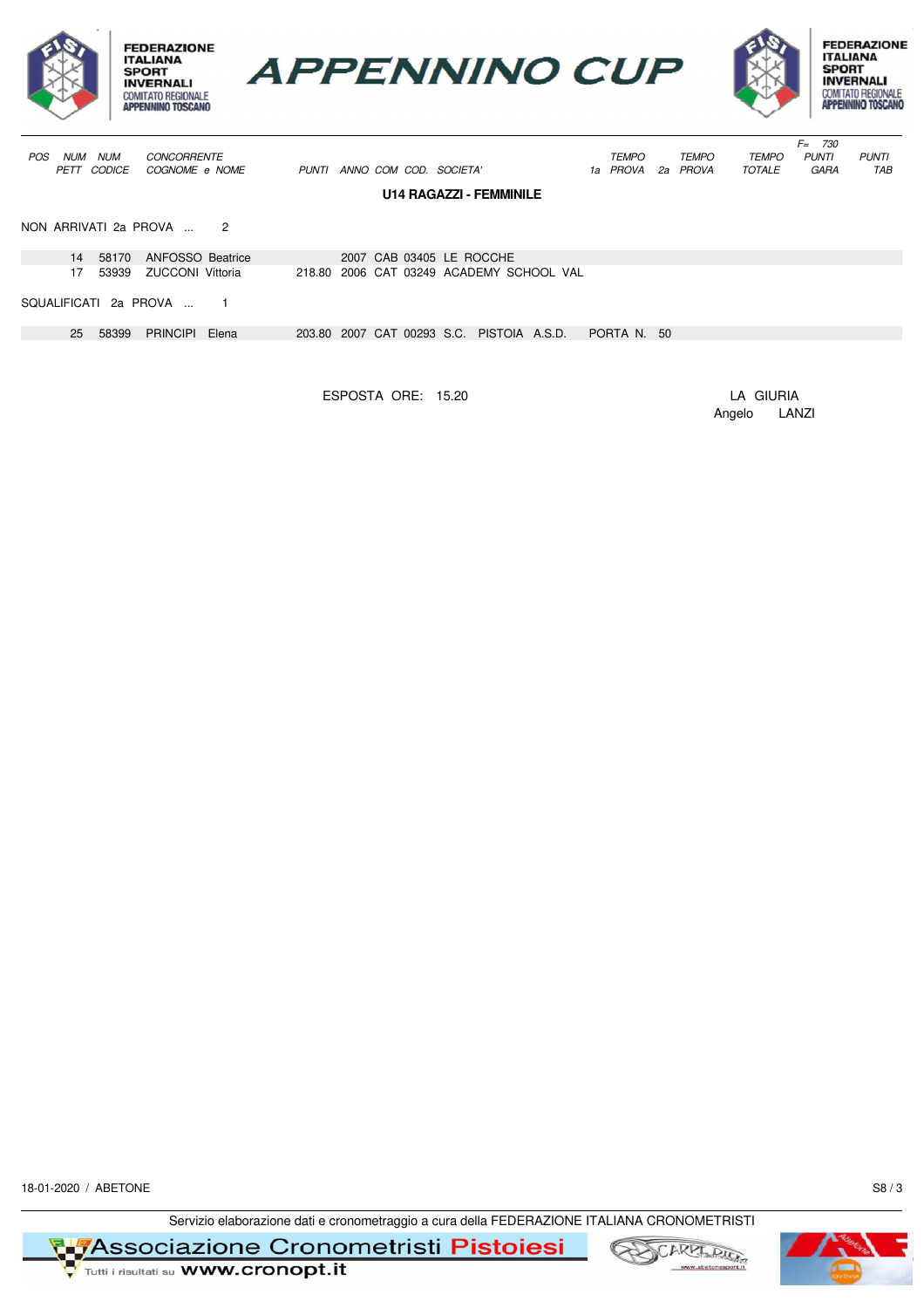# APPENNINO CUP

FEDERAZIONE ITALIANA SPORT INVERNALI – COMITATO REGIONALE APPENNINO TOSCANO

| POS | NUM PETT | NUM CODICE | CONCORRENTE COGNOME e NOME | PUNTI | ANNO | COM | COD. | SOCIETA' | TEMPO 1a PROVA | TEMPO 2a PROVA | TEMPO TOTALE | F= 730 PUNTI GARA | PUNTI TAB |
|---|---|---|---|---|---|---|---|---|---|---|---|---|---|

## U14 RAGAZZI - FEMMINILE

NON ARRIVATI 2a PROVA ... 2

| POS | NUM PETT | NUM CODICE | CONCORRENTE COGNOME e NOME | PUNTI | ANNO | COM | COD. | SOCIETA' | TEMPO 1a PROVA | TEMPO 2a PROVA | TEMPO TOTALE | PUNTI GARA | PUNTI TAB |
|---|---|---|---|---|---|---|---|---|---|---|---|---|---|
| | 14 | 58170 | ANFOSSO Beatrice | | 2007 | CAB | 03405 | LE ROCCHE | | | | | |
| | 17 | 53939 | ZUCCONI Vittoria | 218.80 | 2006 | CAT | 03249 | ACADEMY SCHOOL VAL | | | | | |

SQUALIFICATI 2a PROVA ... 1

| POS | NUM PETT | NUM CODICE | CONCORRENTE COGNOME e NOME | PUNTI | ANNO | COM | COD. | SOCIETA' | TEMPO 1a PROVA | TEMPO 2a PROVA | TEMPO TOTALE | PUNTI GARA | PUNTI TAB |
|---|---|---|---|---|---|---|---|---|---|---|---|---|---|
| | 25 | 58399 | PRINCIPI Elena | 203.80 | 2007 | CAT | 00293 | S.C. PISTOIA A.S.D. | PORTA N. 50 | | | | |

ESPOSTA ORE: 15.20

LA GIURIA
Angelo LANZI

18-01-2020 / ABETONE

Servizio elaborazione dati e cronometraggio a cura della FEDERAZIONE ITALIANA CRONOMETRISTI

Associazione Cronometristi Pistoiesi – Tutti i risultati su www.cronopt.it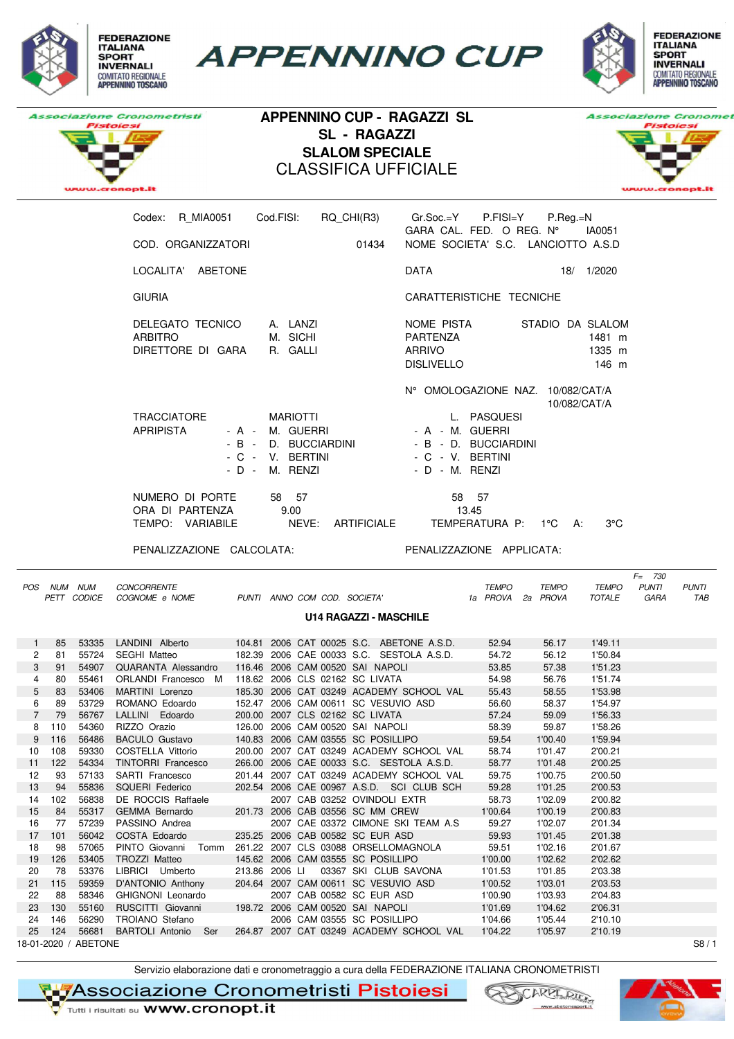FEDERAZIONE ITALIANA SPORT INVERNALI
COMITATO REGIONALE APPENNINO TOSCANO

# APPENNINO CUP

Associazione Cronometristi Pistoiesi
www.cronopt.it

## APPENNINO CUP - RAGAZZI SL
## SL - RAGAZZI
## SLALOM SPECIALE
## CLASSIFICA UFFICIALE

Codex: R_MIA0051 Cod.FISI: RQ_CHI(R3) Gr.Soc.=Y P.FISI=Y P.Reg.=N
GARA CAL. FED. O REG. N° IA0051
COD. ORGANIZZATORI 01434 NOME SOCIETA' S.C. LANCIOTTO A.S.D
LOCALITA' ABETONE DATA 18/ 1/2020

GIURIA CARATTERISTICHE TECNICHE

| | | | |
|---|---|---|---|
| DELEGATO TECNICO | A. LANZI | NOME PISTA | STADIO DA SLALOM |
| ARBITRO | M. SICHI | PARTENZA | 1481 m |
| DIRETTORE DI GARA | R. GALLI | ARRIVO | 1335 m |
| | | DISLIVELLO | 146 m |
| | | N° OMOLOGAZIONE NAZ. | 10/082/CAT/A 10/082/CAT/A |
| TRACCIATORE | MARIOTTI | | L. PASQUESI |
| APRIPISTA - A - | M. GUERRI | - A - | M. GUERRI |
| - B - | D. BUCCIARDINI | - B - | D. BUCCIARDINI |
| - C - | V. BERTINI | - C - | V. BERTINI |
| - D - | M. RENZI | - D - | M. RENZI |
| NUMERO DI PORTE | 58 57 | | 58 57 |
| ORA DI PARTENZA | 9.00 | | 13.45 |
| TEMPO: VARIABILE | NEVE: ARTIFICIALE | TEMPERATURA P: 1°C | A: 3°C |

PENALIZZAZIONE CALCOLATA: PENALIZZAZIONE APPLICATA:

F= 730

### U14 RAGAZZI - MASCHILE

| POS | NUM PETT | NUM CODICE | CONCORRENTE COGNOME e NOME | PUNTI | ANNO | COM | COD. | SOCIETA' | TEMPO 1a PROVA | TEMPO 2a PROVA | TEMPO TOTALE | PUNTI GARA | PUNTI TAB |
|---|---|---|---|---|---|---|---|---|---|---|---|---|---|
| 1 | 85 | 53335 | LANDINI Alberto | 104.81 | 2006 | CAT | 00025 | S.C. ABETONE A.S.D. | 52.94 | 56.17 | 1'49.11 | | |
| 2 | 81 | 55724 | SEGHI Matteo | 182.39 | 2006 | CAE | 00033 | S.C. SESTOLA A.S.D. | 54.72 | 56.12 | 1'50.84 | | |
| 3 | 91 | 54907 | QUARANTA Alessandro | 116.46 | 2006 | CAM | 00520 | SAI NAPOLI | 53.85 | 57.38 | 1'51.23 | | |
| 4 | 80 | 55461 | ORLANDI Francesco M | 118.62 | 2006 | CLS | 02162 | SC LIVATA | 54.98 | 56.76 | 1'51.74 | | |
| 5 | 83 | 53406 | MARTINI Lorenzo | 185.30 | 2006 | CAT | 03249 | ACADEMY SCHOOL VAL | 55.43 | 58.55 | 1'53.98 | | |
| 6 | 89 | 53729 | ROMANO Edoardo | 152.47 | 2006 | CAM | 00611 | SC VESUVIO ASD | 56.60 | 58.37 | 1'54.97 | | |
| 7 | 79 | 56767 | LALLINI Edoardo | 200.00 | 2007 | CLS | 02162 | SC LIVATA | 57.24 | 59.09 | 1'56.33 | | |
| 8 | 110 | 54360 | RIZZO Orazio | 126.00 | 2006 | CAM | 00520 | SAI NAPOLI | 58.39 | 59.87 | 1'58.26 | | |
| 9 | 116 | 56486 | BACULO Gustavo | 140.83 | 2006 | CAM | 03555 | SC POSILLIPO | 59.54 | 1'00.40 | 1'59.94 | | |
| 10 | 108 | 59330 | COSTELLA Vittorio | 200.00 | 2007 | CAT | 03249 | ACADEMY SCHOOL VAL | 58.74 | 1'01.47 | 2'00.21 | | |
| 11 | 122 | 54334 | TINTORRI Francesco | 266.00 | 2006 | CAE | 00033 | S.C. SESTOLA A.S.D. | 58.77 | 1'01.48 | 2'00.25 | | |
| 12 | 93 | 57133 | SARTI Francesco | 201.44 | 2007 | CAT | 03249 | ACADEMY SCHOOL VAL | 59.75 | 1'00.75 | 2'00.50 | | |
| 13 | 94 | 55836 | SQUERI Federico | 202.54 | 2006 | CAE | 00967 | A.S.D. SCI CLUB SCH | 59.28 | 1'01.25 | 2'00.53 | | |
| 14 | 102 | 56838 | DE ROCCIS Raffaele | | 2007 | CAB | 03252 | OVINDOLI EXTR | 58.73 | 1'02.09 | 2'00.82 | | |
| 15 | 84 | 55317 | GEMMA Bernardo | 201.73 | 2006 | CAB | 03556 | SC MM CREW | 1'00.64 | 1'00.19 | 2'00.83 | | |
| 16 | 77 | 57239 | PASSINO Andrea | | 2007 | CAE | 03372 | CIMONE SKI TEAM A.S | 59.27 | 1'02.07 | 2'01.34 | | |
| 17 | 101 | 56042 | COSTA Edoardo | 235.25 | 2006 | CAB | 00582 | SC EUR ASD | 59.93 | 1'01.45 | 2'01.38 | | |
| 18 | 98 | 57065 | PINTO Giovanni Tomm | 261.22 | 2007 | CAB | 03088 | ORSELLOMAGNOLA | 59.51 | 1'02.16 | 2'01.67 | | |
| 19 | 126 | 53405 | TROZZI Matteo | 145.62 | 2006 | CAM | 03555 | SC POSILLIPO | 1'00.00 | 1'02.62 | 2'02.62 | | |
| 20 | 78 | 53376 | LIBRICI Umberto | 213.86 | 2006 | LI | 03367 | SKI CLUB SAVONA | 1'01.53 | 1'01.85 | 2'03.38 | | |
| 21 | 115 | 59359 | D'ANTONIO Anthony | 204.64 | 2007 | CAM | 00611 | SC VESUVIO ASD | 1'00.52 | 1'03.01 | 2'03.53 | | |
| 22 | 88 | 58346 | GHIGNONI Leonardo | | 2007 | CAB | 00582 | SC EUR ASD | 1'00.90 | 1'03.93 | 2'04.83 | | |
| 23 | 130 | 55160 | RUSCITTI Giovanni | 198.72 | 2006 | CAM | 00520 | SAI NAPOLI | 1'01.69 | 1'04.62 | 2'06.31 | | |
| 24 | 146 | 56290 | TROIANO Stefano | | 2006 | CAM | 03555 | SC POSILLIPO | 1'04.66 | 1'05.44 | 2'10.10 | | |
| 25 | 124 | 56681 | BARTOLI Antonio Ser | 264.87 | 2007 | CAT | 03249 | ACADEMY SCHOOL VAL | 1'04.22 | 1'05.97 | 2'10.19 | | |

18-01-2020 / ABETONE S8 / 1

Servizio elaborazione dati e cronometraggio a cura della FEDERAZIONE ITALIANA CRONOMETRISTI

Associazione Cronometristi Pistoiesi
Tutti i risultati su www.cronopt.it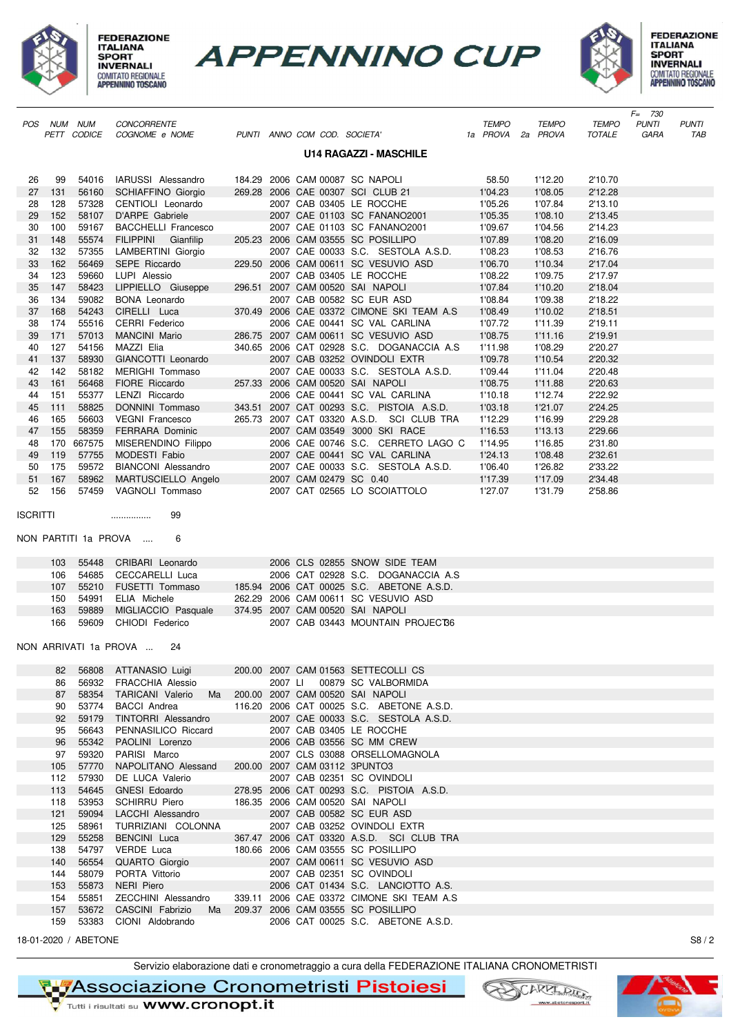# APPENNINO CUP

FEDERAZIONE ITALIANA SPORT INVERNALI
COMITATO REGIONALE APPENNINO TOSCANO

## U14 RAGAZZI - MASCHILE

F= 730

| POS | NUM PETT | NUM CODICE | CONCORRENTE COGNOME e NOME | PUNTI | ANNO | COM | COD. | SOCIETA' | TEMPO 1a PROVA | TEMPO 2a PROVA | TEMPO TOTALE | PUNTI GARA | PUNTI TAB |
|---|---|---|---|---|---|---|---|---|---|---|---|---|---|
| 26 | 99 | 54016 | IARUSSI Alessandro | 184.29 | 2006 | CAM | 00087 | SC NAPOLI | 58.50 | 1'12.20 | 2'10.70 | | |
| 27 | 131 | 56160 | SCHIAFFINO Giorgio | 269.28 | 2006 | CAE | 00307 | SCI CLUB 21 | 1'04.23 | 1'08.05 | 2'12.28 | | |
| 28 | 128 | 57328 | CENTIOLI Leonardo | | 2007 | CAB | 03405 | LE ROCCHE | 1'05.26 | 1'07.84 | 2'13.10 | | |
| 29 | 152 | 58107 | D'ARPE Gabriele | | 2007 | CAE | 01103 | SC FANANO2001 | 1'05.35 | 1'08.10 | 2'13.45 | | |
| 30 | 100 | 59167 | BACCELLI Francesco | | 2007 | CAE | 01103 | SC FANANO2001 | 1'09.67 | 1'04.56 | 2'14.23 | | |
| 31 | 148 | 55574 | FILIPPINI Gianfilip | 205.23 | 2006 | CAM | 03555 | SC POSILLIPO | 1'07.89 | 1'08.20 | 2'16.09 | | |
| 32 | 132 | 57355 | LAMBERTINI Giorgio | | 2007 | CAE | 00033 | S.C. SESTOLA A.S.D. | 1'08.23 | 1'08.53 | 2'16.76 | | |
| 33 | 162 | 56469 | SEPE Riccardo | 229.50 | 2006 | CAM | 00611 | SC VESUVIO ASD | 1'06.70 | 1'10.34 | 2'17.04 | | |
| 34 | 123 | 59660 | LUPI Alessio | | 2007 | CAB | 03405 | LE ROCCHE | 1'08.22 | 1'09.75 | 2'17.97 | | |
| 35 | 147 | 58423 | LIPPIELLO Giuseppe | 296.51 | 2007 | CAM | 00520 | SAI NAPOLI | 1'07.84 | 1'10.20 | 2'18.04 | | |
| 36 | 134 | 59082 | BONA Leonardo | | 2007 | CAB | 00582 | SC EUR ASD | 1'08.84 | 1'09.38 | 2'18.22 | | |
| 37 | 168 | 54243 | CIRELLI Luca | 370.49 | 2006 | CAE | 03372 | CIMONE SKI TEAM A.S | 1'08.49 | 1'10.02 | 2'18.51 | | |
| 38 | 174 | 55516 | CERRI Federico | | 2006 | CAE | 00441 | SC VAL CARLINA | 1'07.72 | 1'11.39 | 2'19.11 | | |
| 39 | 171 | 57013 | MANCINI Mario | 286.75 | 2007 | CAM | 00611 | SC VESUVIO ASD | 1'08.75 | 1'11.16 | 2'19.91 | | |
| 40 | 127 | 54156 | MAZZI Elia | 340.65 | 2006 | CAT | 02928 | S.C. DOGANACCIA A.S | 1'11.98 | 1'08.29 | 2'20.27 | | |
| 41 | 137 | 58930 | GIANCOTTI Leonardo | | 2007 | CAB | 03252 | OVINDOLI EXTR | 1'09.78 | 1'10.54 | 2'20.32 | | |
| 42 | 142 | 58182 | MERIGHI Tommaso | | 2007 | CAE | 00033 | S.C. SESTOLA A.S.D. | 1'09.44 | 1'11.04 | 2'20.48 | | |
| 43 | 161 | 56468 | FIORE Riccardo | 257.33 | 2006 | CAM | 00520 | SAI NAPOLI | 1'08.75 | 1'11.88 | 2'20.63 | | |
| 44 | 151 | 55377 | LENZI Riccardo | | 2006 | CAE | 00441 | SC VAL CARLINA | 1'10.18 | 1'12.74 | 2'22.92 | | |
| 45 | 111 | 58825 | DONNINI Tommaso | 343.51 | 2007 | CAT | 00293 | S.C. PISTOIA A.S.D. | 1'03.18 | 1'21.07 | 2'24.25 | | |
| 46 | 165 | 56603 | VEGNI Francesco | 265.73 | 2007 | CAT | 03320 | A.S.D. SCI CLUB TRA | 1'12.29 | 1'16.99 | 2'29.28 | | |
| 47 | 155 | 58359 | FERRARA Dominic | | 2007 | CAM | 03549 | 3000 SKI RACE | 1'16.53 | 1'13.13 | 2'29.66 | | |
| 48 | 170 | 667575 | MISERENDINO Filippo | | 2006 | CAE | 00746 | S.C. CERRETO LAGO C | 1'14.95 | 1'16.85 | 2'31.80 | | |
| 49 | 119 | 57755 | MODESTI Fabio | | 2007 | CAE | 00441 | SC VAL CARLINA | 1'24.13 | 1'08.48 | 2'32.61 | | |
| 50 | 175 | 59572 | BIANCONI Alessandro | | 2007 | CAE | 00033 | S.C. SESTOLA A.S.D. | 1'06.40 | 1'26.82 | 2'33.22 | | |
| 51 | 167 | 58962 | MARTUSCIELLO Angelo | | 2007 | CAM | 02479 | SC 0.40 | 1'17.39 | 1'17.09 | 2'34.48 | | |
| 52 | 156 | 57459 | VAGNOLI Tommaso | | 2007 | CAT | 02565 | LO SCOIATTOLO | 1'27.07 | 1'31.79 | 2'58.86 | | |

ISCRITTI ................ 99

NON PARTITI 1a PROVA .... 6

| NUM PETT | NUM CODICE | COGNOME e NOME | PUNTI | ANNO | COM | COD. | SOCIETA' |
|---|---|---|---|---|---|---|---|
| 103 | 55448 | CRIBARI Leonardo | | 2006 | CLS | 02855 | SNOW SIDE TEAM |
| 106 | 54685 | CECCARELLI Luca | | 2006 | CAT | 02928 | S.C. DOGANACCIA A.S |
| 107 | 55210 | FUSETTI Tommaso | 185.94 | 2006 | CAT | 00025 | S.C. ABETONE A.S.D. |
| 150 | 54991 | ELIA Michele | 262.29 | 2006 | CAM | 00611 | SC VESUVIO ASD |
| 163 | 59889 | MIGLIACCIO Pasquale | 374.95 | 2007 | CAM | 00520 | SAI NAPOLI |
| 166 | 59609 | CHIODI Federico | | 2007 | CAB | 03443 | MOUNTAIN PROJECT36 |

NON ARRIVATI 1a PROVA ... 24

| NUM PETT | NUM CODICE | COGNOME e NOME | PUNTI | ANNO | COM | COD. | SOCIETA' |
|---|---|---|---|---|---|---|---|
| 82 | 56808 | ATTANASIO Luigi | 200.00 | 2007 | CAM | 01563 | SETTECOLLI CS |
| 86 | 56932 | FRACCHIA Alessio | | 2007 | LI | 00879 | SC VALBORMIDA |
| 87 | 58354 | TARICANI Valerio Ma | 200.00 | 2007 | CAM | 00520 | SAI NAPOLI |
| 90 | 53774 | BACCI Andrea | 116.20 | 2006 | CAT | 00025 | S.C. ABETONE A.S.D. |
| 92 | 59179 | TINTORRI Alessandro | | 2007 | CAE | 00033 | S.C. SESTOLA A.S.D. |
| 95 | 56643 | PENNASILICO Riccard | | 2007 | CAB | 03405 | LE ROCCHE |
| 96 | 55342 | PAOLINI Lorenzo | | 2006 | CAB | 03556 | SC MM CREW |
| 97 | 59320 | PARISI Marco | | 2007 | CLS | 03088 | ORSELLOMAGNOLA |
| 105 | 57770 | NAPOLITANO Alessand | 200.00 | 2007 | CAM | 03112 | 3PUNTO3 |
| 112 | 57930 | DE LUCA Valerio | | 2007 | CAB | 02351 | SC OVINDOLI |
| 113 | 54645 | GNESI Edoardo | 278.95 | 2006 | CAT | 00293 | S.C. PISTOIA A.S.D. |
| 118 | 53953 | SCHIRRU Piero | 186.35 | 2006 | CAM | 00520 | SAI NAPOLI |
| 121 | 59094 | LACCHI Alessandro | | 2007 | CAB | 00582 | SC EUR ASD |
| 125 | 58961 | TURRIZIANI COLONNA | | 2007 | CAB | 03252 | OVINDOLI EXTR |
| 129 | 55258 | BENCINI Luca | 367.47 | 2006 | CAT | 03320 | A.S.D. SCI CLUB TRA |
| 138 | 54797 | VERDE Luca | 180.66 | 2006 | CAM | 03555 | SC POSILLIPO |
| 140 | 56554 | QUARTO Giorgio | | 2007 | CAM | 00611 | SC VESUVIO ASD |
| 144 | 58079 | PORTA Vittorio | | 2007 | CAB | 02351 | SC OVINDOLI |
| 153 | 55873 | NERI Piero | | 2006 | CAT | 01434 | S.C. LANCIOTTO A.S. |
| 154 | 55851 | ZECCHINI Alessandro | 339.11 | 2006 | CAE | 03372 | CIMONE SKI TEAM A.S |
| 157 | 53672 | CASCINI Fabrizio Ma | 209.37 | 2006 | CAM | 03555 | SC POSILLIPO |
| 159 | 53383 | CIONI Aldobrando | | 2006 | CAT | 00025 | S.C. ABETONE A.S.D. |

18-01-2020 / ABETONE

Servizio elaborazione dati e cronometraggio a cura della FEDERAZIONE ITALIANA CRONOMETRISTI

Associazione Cronometristi Pistoiesi — Tutti i risultati su www.cronopt.it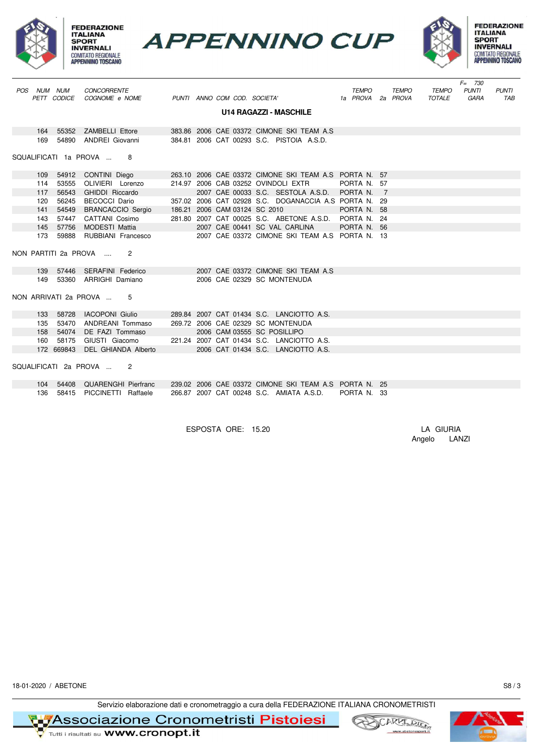# APPENNINO CUP

FEDERAZIONE ITALIANA SPORT INVERNALI
COMITATO REGIONALE APPENNINO TOSCANO

| POS | NUM PETT | NUM CODICE | CONCORRENTE COGNOME e NOME | PUNTI | ANNO | COM | COD. | SOCIETA' | TEMPO 1a PROVA | TEMPO 2a PROVA | TEMPO TOTALE | F= 730 PUNTI GARA | PUNTI TAB |
|---|---|---|---|---|---|---|---|---|---|---|---|---|---|

## U14 RAGAZZI - MASCHILE

| | | | | | | | | | | | | | |
|---|---|---|---|---|---|---|---|---|---|---|---|---|---|
| | 164 | 55352 | ZAMBELLI Ettore | 383.86 | 2006 | CAE | 03372 | CIMONE SKI TEAM A.S | | | | | |
| | 169 | 54890 | ANDREI Giovanni | 384.81 | 2006 | CAT | 00293 | S.C. PISTOIA A.S.D. | | | | | |

SQUALIFICATI 1a PROVA ... 8

| | | | | | | | | | |
|---|---|---|---|---|---|---|---|---|---|
| 109 | 54912 | CONTINI Diego | 263.10 | 2006 | CAE | 03372 | CIMONE SKI TEAM A.S | PORTA N. | 57 |
| 114 | 53555 | OLIVIERI Lorenzo | 214.97 | 2006 | CAB | 03252 | OVINDOLI EXTR | PORTA N. | 57 |
| 117 | 56543 | GHIDDI Riccardo | | 2007 | CAE | 00033 | S.C. SESTOLA A.S.D. | PORTA N. | 7 |
| 120 | 56245 | BECOCCI Dario | 357.02 | 2006 | CAT | 02928 | S.C. DOGANACCIA A.S | PORTA N. | 29 |
| 141 | 54549 | BRANCACCIO Sergio | 186.21 | 2006 | CAM | 03124 | SC 2010 | PORTA N. | 58 |
| 143 | 57447 | CATTANI Cosimo | 281.80 | 2007 | CAT | 00025 | S.C. ABETONE A.S.D. | PORTA N. | 24 |
| 145 | 57756 | MODESTI Mattia | | 2007 | CAE | 00441 | SC VAL CARLINA | PORTA N. | 56 |
| 173 | 59888 | RUBBIANI Francesco | | 2007 | CAE | 03372 | CIMONE SKI TEAM A.S | PORTA N. | 13 |

NON PARTITI 2a PROVA .... 2

| | | | | | | | |
|---|---|---|---|---|---|---|---|
| 139 | 57446 | SERAFINI Federico | | 2007 | CAE | 03372 | CIMONE SKI TEAM A.S |
| 149 | 53360 | ARRIGHI Damiano | | 2006 | CAE | 02329 | SC MONTENUDA |

NON ARRIVATI 2a PROVA ... 5

| | | | | | | | |
|---|---|---|---|---|---|---|---|
| 133 | 58728 | IACOPONI Giulio | 289.84 | 2007 | CAT | 01434 | S.C. LANCIOTTO A.S. |
| 135 | 53470 | ANDREANI Tommaso | 269.72 | 2006 | CAE | 02329 | SC MONTENUDA |
| 158 | 54074 | DE FAZI Tommaso | | 2006 | CAM | 03555 | SC POSILLIPO |
| 160 | 58175 | GIUSTI Giacomo | 221.24 | 2007 | CAT | 01434 | S.C. LANCIOTTO A.S. |
| 172 | 669843 | DEL GHIANDA Alberto | | 2006 | CAT | 01434 | S.C. LANCIOTTO A.S. |

SQUALIFICATI 2a PROVA ... 2

| | | | | | | | | | |
|---|---|---|---|---|---|---|---|---|---|
| 104 | 54408 | QUARENGHI Pierfranc | 239.02 | 2006 | CAE | 03372 | CIMONE SKI TEAM A.S | PORTA N. | 25 |
| 136 | 58415 | PICCINETTI Raffaele | 266.87 | 2007 | CAT | 00248 | S.C. AMIATA A.S.D. | PORTA N. | 33 |

ESPOSTA ORE: 15.20

LA GIURIA
Angelo LANZI

18-01-2020 / ABETONE

Servizio elaborazione dati e cronometraggio a cura della FEDERAZIONE ITALIANA CRONOMETRISTI

Associazione Cronometristi Pistoiesi
Tutti i risultati su www.cronopt.it